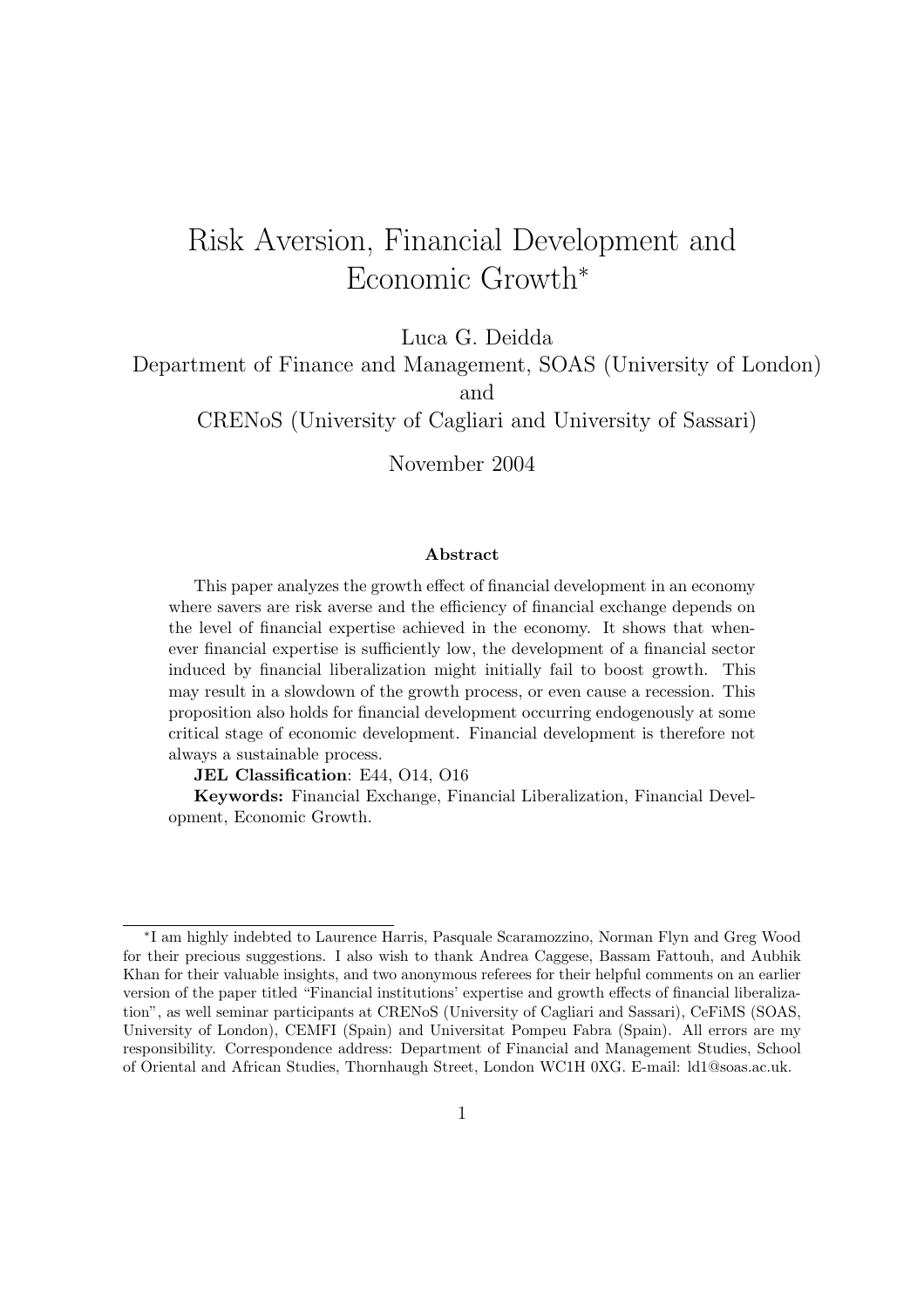# Risk Aversion, Financial Development and Economic Growth*

Luca G. Deidda

Department of Finance and Management, SOAS (University of London)

and

CRENoS (University of Cagliari and University of Sassari)

November 2004

### Abstract

This paper analyzes the growth effect of financial development in an economy where savers are risk averse and the efficiency of financial exchange depends on the level of financial expertise achieved in the economy. It shows that whenever financial expertise is sufficiently low, the development of a financial sector induced by financial liberalization might initially fail to boost growth. This may result in a slowdown of the growth process, or even cause a recession. This proposition also holds for financial development occurring endogenously at some critical stage of economic development. Financial development is therefore not always a sustainable process.

**JEL Classification**: E44, O14, O16

**Keywords:** Financial Exchange, Financial Liberalization, Financial Development, Economic Growth.

---

*I am highly indebted to Laurence Harris, Pasquale Scaramozzino, Norman Flyn and Greg Wood for their precious suggestions. I also wish to thank Andrea Caggese, Bassam Fattouh, and Aubhik Khan for their valuable insights, and two anonymous referees for their helpful comments on an earlier version of the paper titled "Financial institutions' expertise and growth effects of financial liberalization", as well seminar participants at CRENoS (University of Cagliari and Sassari), CeFiMS (SOAS, University of London), CEMFI (Spain) and Universitat Pompeu Fabra (Spain). All errors are my responsibility. Correspondence address: Department of Financial and Management Studies, School of Oriental and African Studies, Thornhaugh Street, London WC1H 0XG. E-mail: ld1@soas.ac.uk.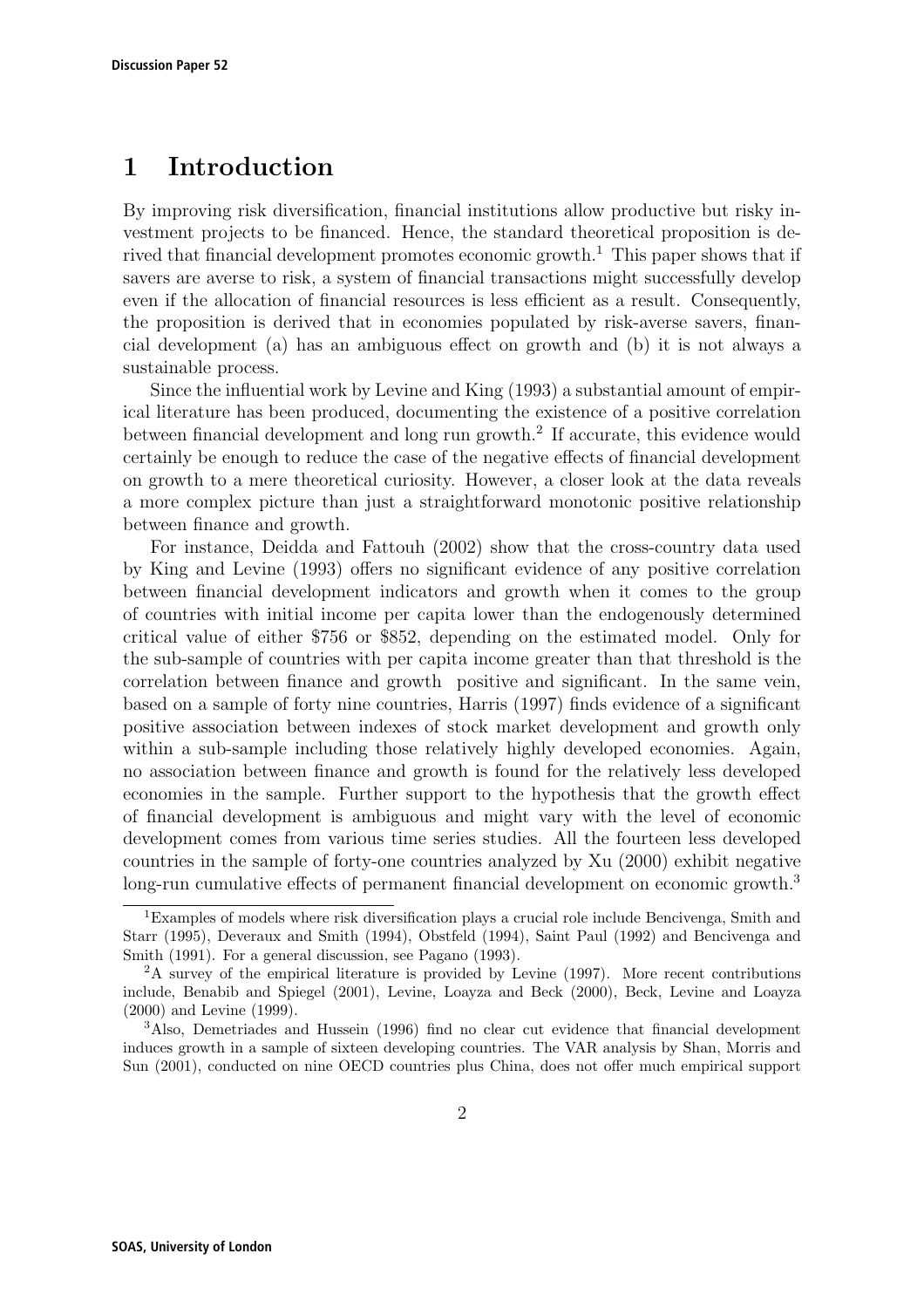# 1 Introduction

By improving risk diversification, financial institutions allow productive but risky investment projects to be financed. Hence, the standard theoretical proposition is derived that financial development promotes economic growth.[1] This paper shows that if savers are averse to risk, a system of financial transactions might successfully develop even if the allocation of financial resources is less efficient as a result. Consequently, the proposition is derived that in economies populated by risk-averse savers, financial development (a) has an ambiguous effect on growth and (b) it is not always a sustainable process.

Since the influential work by Levine and King (1993) a substantial amount of empirical literature has been produced, documenting the existence of a positive correlation between financial development and long run growth.[2] If accurate, this evidence would certainly be enough to reduce the case of the negative effects of financial development on growth to a mere theoretical curiosity. However, a closer look at the data reveals a more complex picture than just a straightforward monotonic positive relationship between finance and growth.

For instance, Deidda and Fattouh (2002) show that the cross-country data used by King and Levine (1993) offers no significant evidence of any positive correlation between financial development indicators and growth when it comes to the group of countries with initial income per capita lower than the endogenously determined critical value of either \$756 or \$852, depending on the estimated model. Only for the sub-sample of countries with per capita income greater than that threshold is the correlation between finance and growth positive and significant. In the same vein, based on a sample of forty nine countries, Harris (1997) finds evidence of a significant positive association between indexes of stock market development and growth only within a sub-sample including those relatively highly developed economies. Again, no association between finance and growth is found for the relatively less developed economies in the sample. Further support to the hypothesis that the growth effect of financial development is ambiguous and might vary with the level of economic development comes from various time series studies. All the fourteen less developed countries in the sample of forty-one countries analyzed by Xu (2000) exhibit negative long-run cumulative effects of permanent financial development on economic growth.[3]

---

[1] Examples of models where risk diversification plays a crucial role include Bencivenga, Smith and Starr (1995), Deveraux and Smith (1994), Obstfeld (1994), Saint Paul (1992) and Bencivenga and Smith (1991). For a general discussion, see Pagano (1993).

[2] A survey of the empirical literature is provided by Levine (1997). More recent contributions include, Benabib and Spiegel (2001), Levine, Loayza and Beck (2000), Beck, Levine and Loayza (2000) and Levine (1999).

[3] Also, Demetriades and Hussein (1996) find no clear cut evidence that financial development induces growth in a sample of sixteen developing countries. The VAR analysis by Shan, Morris and Sun (2001), conducted on nine OECD countries plus China, does not offer much empirical support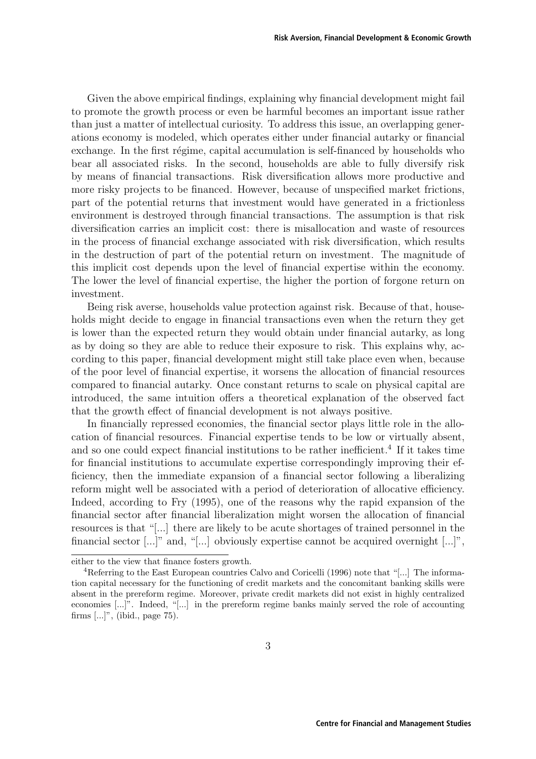Given the above empirical findings, explaining why financial development might fail to promote the growth process or even be harmful becomes an important issue rather than just a matter of intellectual curiosity. To address this issue, an overlapping generations economy is modeled, which operates either under financial autarky or financial exchange. In the first régime, capital accumulation is self-financed by households who bear all associated risks. In the second, households are able to fully diversify risk by means of financial transactions. Risk diversification allows more productive and more risky projects to be financed. However, because of unspecified market frictions, part of the potential returns that investment would have generated in a frictionless environment is destroyed through financial transactions. The assumption is that risk diversification carries an implicit cost: there is misallocation and waste of resources in the process of financial exchange associated with risk diversification, which results in the destruction of part of the potential return on investment. The magnitude of this implicit cost depends upon the level of financial expertise within the economy. The lower the level of financial expertise, the higher the portion of forgone return on investment.

Being risk averse, households value protection against risk. Because of that, households might decide to engage in financial transactions even when the return they get is lower than the expected return they would obtain under financial autarky, as long as by doing so they are able to reduce their exposure to risk. This explains why, according to this paper, financial development might still take place even when, because of the poor level of financial expertise, it worsens the allocation of financial resources compared to financial autarky. Once constant returns to scale on physical capital are introduced, the same intuition offers a theoretical explanation of the observed fact that the growth effect of financial development is not always positive.

In financially repressed economies, the financial sector plays little role in the allocation of financial resources. Financial expertise tends to be low or virtually absent, and so one could expect financial institutions to be rather inefficient.[4] If it takes time for financial institutions to accumulate expertise correspondingly improving their efficiency, then the immediate expansion of a financial sector following a liberalizing reform might well be associated with a period of deterioration of allocative efficiency. Indeed, according to Fry (1995), one of the reasons why the rapid expansion of the financial sector after financial liberalization might worsen the allocation of financial resources is that "[...] there are likely to be acute shortages of trained personnel in the financial sector [...]" and, "[...] obviously expertise cannot be acquired overnight [...]",

---

either to the view that finance fosters growth.

[4] Referring to the East European countries Calvo and Coricelli (1996) note that "[...] The information capital necessary for the functioning of credit markets and the concomitant banking skills were absent in the prereform regime. Moreover, private credit markets did not exist in highly centralized economies [...]". Indeed, "[...] in the prereform regime banks mainly served the role of accounting firms [...]", (ibid., page 75).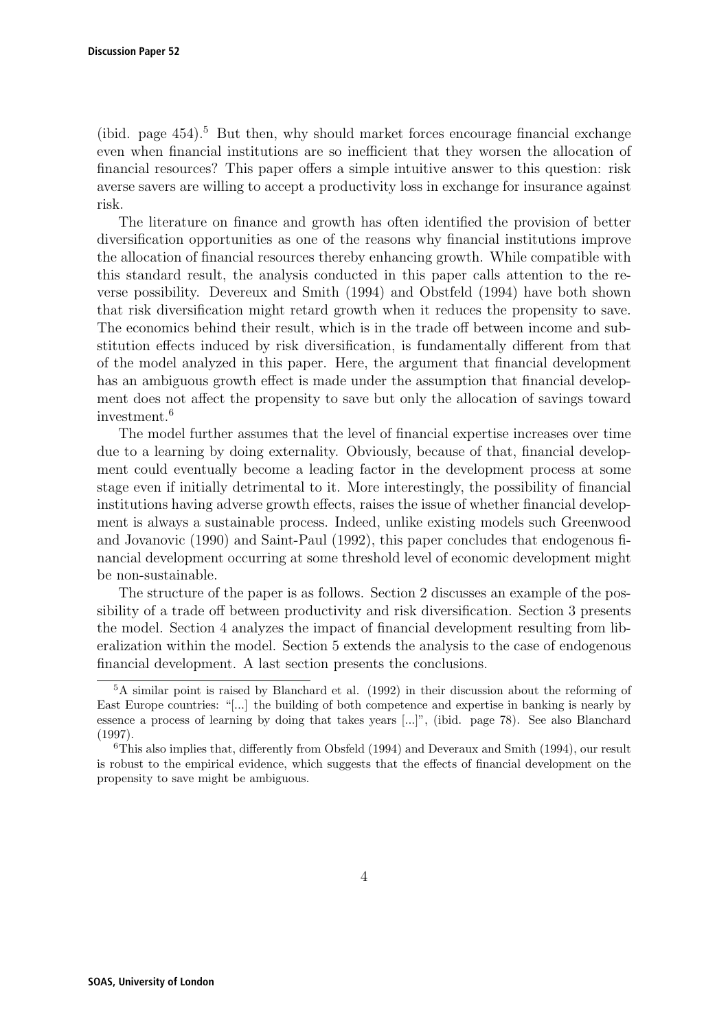(ibid. page 454).[5] But then, why should market forces encourage financial exchange even when financial institutions are so inefficient that they worsen the allocation of financial resources? This paper offers a simple intuitive answer to this question: risk averse savers are willing to accept a productivity loss in exchange for insurance against risk.

The literature on finance and growth has often identified the provision of better diversification opportunities as one of the reasons why financial institutions improve the allocation of financial resources thereby enhancing growth. While compatible with this standard result, the analysis conducted in this paper calls attention to the reverse possibility. Devereux and Smith (1994) and Obstfeld (1994) have both shown that risk diversification might retard growth when it reduces the propensity to save. The economics behind their result, which is in the trade off between income and substitution effects induced by risk diversification, is fundamentally different from that of the model analyzed in this paper. Here, the argument that financial development has an ambiguous growth effect is made under the assumption that financial development does not affect the propensity to save but only the allocation of savings toward investment.[6]

The model further assumes that the level of financial expertise increases over time due to a learning by doing externality. Obviously, because of that, financial development could eventually become a leading factor in the development process at some stage even if initially detrimental to it. More interestingly, the possibility of financial institutions having adverse growth effects, raises the issue of whether financial development is always a sustainable process. Indeed, unlike existing models such Greenwood and Jovanovic (1990) and Saint-Paul (1992), this paper concludes that endogenous financial development occurring at some threshold level of economic development might be non-sustainable.

The structure of the paper is as follows. Section 2 discusses an example of the possibility of a trade off between productivity and risk diversification. Section 3 presents the model. Section 4 analyzes the impact of financial development resulting from liberalization within the model. Section 5 extends the analysis to the case of endogenous financial development. A last section presents the conclusions.

[5] A similar point is raised by Blanchard et al. (1992) in their discussion about the reforming of East Europe countries: "[...] the building of both competence and expertise in banking is nearly by essence a process of learning by doing that takes years [...]", (ibid. page 78). See also Blanchard (1997).

[6] This also implies that, differently from Obsfeld (1994) and Deveraux and Smith (1994), our result is robust to the empirical evidence, which suggests that the effects of financial development on the propensity to save might be ambiguous.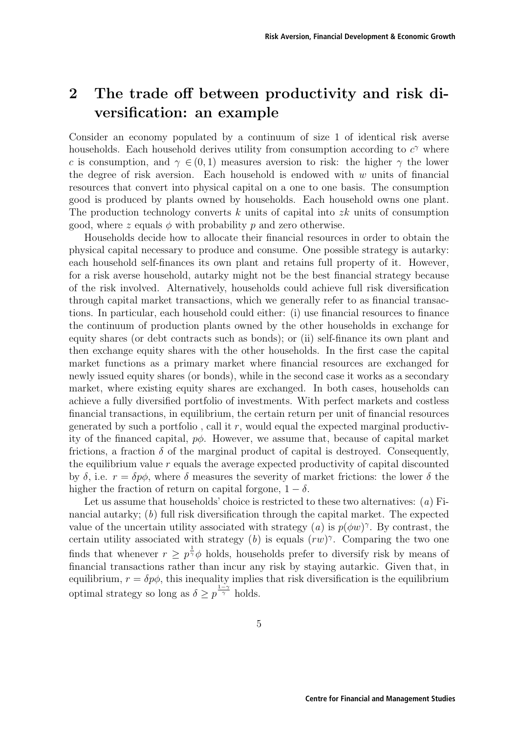## 2 The trade off between productivity and risk diversification: an example

Consider an economy populated by a continuum of size 1 of identical risk averse households. Each household derives utility from consumption according to $c^{\gamma}$ where $c$ is consumption, and $\gamma \in (0, 1)$ measures aversion to risk: the higher $\gamma$ the lower the degree of risk aversion. Each household is endowed with $w$ units of financial resources that convert into physical capital on a one to one basis. The consumption good is produced by plants owned by households. Each household owns one plant. The production technology converts $k$ units of capital into $zk$ units of consumption good, where $z$ equals $\phi$ with probability $p$ and zero otherwise.

Households decide how to allocate their financial resources in order to obtain the physical capital necessary to produce and consume. One possible strategy is autarky: each household self-finances its own plant and retains full property of it. However, for a risk averse household, autarky might not be the best financial strategy because of the risk involved. Alternatively, households could achieve full risk diversification through capital market transactions, which we generally refer to as financial transactions. In particular, each household could either: (i) use financial resources to finance the continuum of production plants owned by the other households in exchange for equity shares (or debt contracts such as bonds); or (ii) self-finance its own plant and then exchange equity shares with the other households. In the first case the capital market functions as a primary market where financial resources are exchanged for newly issued equity shares (or bonds), while in the second case it works as a secondary market, where existing equity shares are exchanged. In both cases, households can achieve a fully diversified portfolio of investments. With perfect markets and costless financial transactions, in equilibrium, the certain return per unit of financial resources generated by such a portfolio , call it $r$, would equal the expected marginal productivity of the financed capital, $p\phi$. However, we assume that, because of capital market frictions, a fraction $\delta$ of the marginal product of capital is destroyed. Consequently, the equilibrium value $r$ equals the average expected productivity of capital discounted by $\delta$, i.e. $r = \delta p \phi$, where $\delta$ measures the severity of market frictions: the lower $\delta$ the higher the fraction of return on capital forgone, $1 - \delta$.

Let us assume that households' choice is restricted to these two alternatives: $(a)$ Financial autarky; $(b)$ full risk diversification through the capital market. The expected value of the uncertain utility associated with strategy $(a)$ is $p(\phi w)^{\gamma}$. By contrast, the certain utility associated with strategy $(b)$ is equals $(rw)^{\gamma}$. Comparing the two one finds that whenever $r \geq p^{\frac{1}{\gamma}} \phi$ holds, households prefer to diversify risk by means of financial transactions rather than incur any risk by staying autarkic. Given that, in equilibrium, $r = \delta p \phi$, this inequality implies that risk diversification is the equilibrium optimal strategy so long as $\delta \geq p^{\frac{1-\gamma}{\gamma}}$ holds.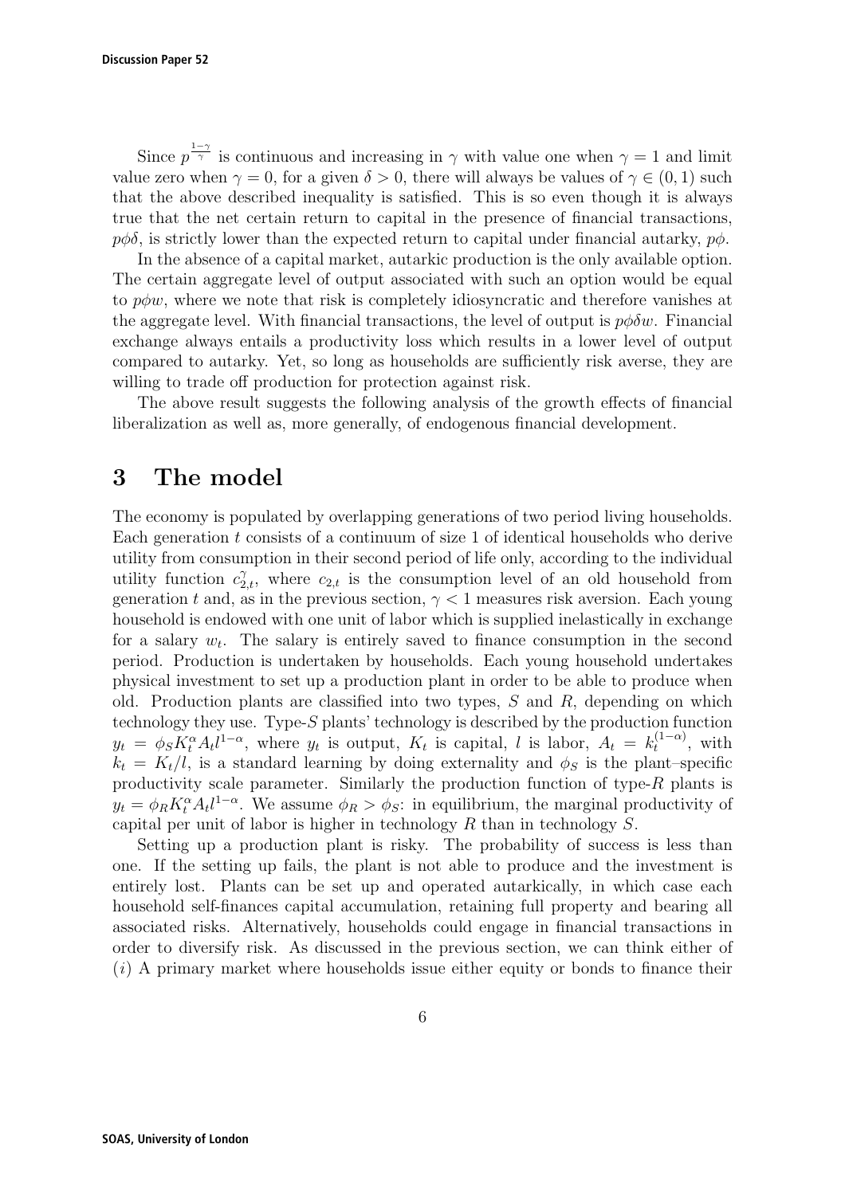Since $p^{\frac{1-\gamma}{\gamma}}$ is continuous and increasing in $\gamma$ with value one when $\gamma = 1$ and limit value zero when $\gamma = 0$, for a given $\delta > 0$, there will always be values of $\gamma \in (0, 1)$ such that the above described inequality is satisfied. This is so even though it is always true that the net certain return to capital in the presence of financial transactions, $p\phi\delta$, is strictly lower than the expected return to capital under financial autarky, $p\phi$.

In the absence of a capital market, autarkic production is the only available option. The certain aggregate level of output associated with such an option would be equal to $p\phi w$, where we note that risk is completely idiosyncratic and therefore vanishes at the aggregate level. With financial transactions, the level of output is $p\phi\delta w$. Financial exchange always entails a productivity loss which results in a lower level of output compared to autarky. Yet, so long as households are sufficiently risk averse, they are willing to trade off production for protection against risk.

The above result suggests the following analysis of the growth effects of financial liberalization as well as, more generally, of endogenous financial development.

# 3 The model

The economy is populated by overlapping generations of two period living households. Each generation $t$ consists of a continuum of size 1 of identical households who derive utility from consumption in their second period of life only, according to the individual utility function $c_{2,t}^{\gamma}$, where $c_{2,t}$ is the consumption level of an old household from generation $t$ and, as in the previous section, $\gamma < 1$ measures risk aversion. Each young household is endowed with one unit of labor which is supplied inelastically in exchange for a salary $w_t$. The salary is entirely saved to finance consumption in the second period. Production is undertaken by households. Each young household undertakes physical investment to set up a production plant in order to be able to produce when old. Production plants are classified into two types, $S$ and $R$, depending on which technology they use. Type-$S$ plants' technology is described by the production function $y_t = \phi_S K_t^{\alpha} A_t l^{1-\alpha}$, where $y_t$ is output, $K_t$ is capital, $l$ is labor, $A_t = k_t^{(1-\alpha)}$, with $k_t = K_t/l$, is a standard learning by doing externality and $\phi_S$ is the plant–specific productivity scale parameter. Similarly the production function of type-$R$ plants is $y_t = \phi_R K_t^{\alpha} A_t l^{1-\alpha}$. We assume $\phi_R > \phi_S$: in equilibrium, the marginal productivity of capital per unit of labor is higher in technology $R$ than in technology $S$.

Setting up a production plant is risky. The probability of success is less than one. If the setting up fails, the plant is not able to produce and the investment is entirely lost. Plants can be set up and operated autarkically, in which case each household self-finances capital accumulation, retaining full property and bearing all associated risks. Alternatively, households could engage in financial transactions in order to diversify risk. As discussed in the previous section, we can think either of ($i$) A primary market where households issue either equity or bonds to finance their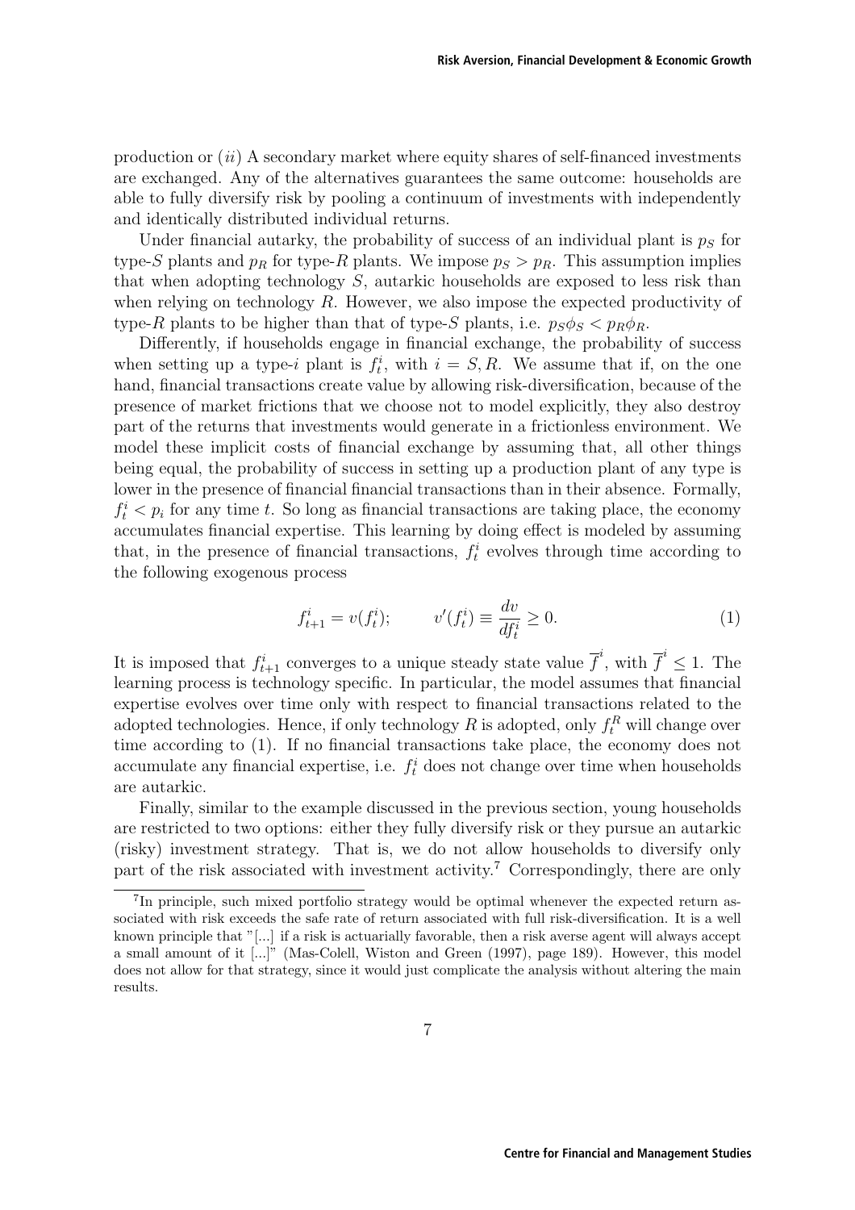production or (*ii*) A secondary market where equity shares of self-financed investments are exchanged. Any of the alternatives guarantees the same outcome: households are able to fully diversify risk by pooling a continuum of investments with independently and identically distributed individual returns.

Under financial autarky, the probability of success of an individual plant is $p_S$ for type-$S$ plants and $p_R$ for type-$R$ plants. We impose $p_S > p_R$. This assumption implies that when adopting technology $S$, autarkic households are exposed to less risk than when relying on technology $R$. However, we also impose the expected productivity of type-$R$ plants to be higher than that of type-$S$ plants, i.e. $p_S\phi_S < p_R\phi_R$.

Differently, if households engage in financial exchange, the probability of success when setting up a type-$i$ plant is $f_t^i$, with $i = S, R$. We assume that if, on the one hand, financial transactions create value by allowing risk-diversification, because of the presence of market frictions that we choose not to model explicitly, they also destroy part of the returns that investments would generate in a frictionless environment. We model these implicit costs of financial exchange by assuming that, all other things being equal, the probability of success in setting up a production plant of any type is lower in the presence of financial financial transactions than in their absence. Formally, $f_t^i < p_i$ for any time $t$. So long as financial transactions are taking place, the economy accumulates financial expertise. This learning by doing effect is modeled by assuming that, in the presence of financial transactions, $f_t^i$ evolves through time according to the following exogenous process

$$f_{t+1}^i = v(f_t^i); \qquad v'(f_t^i) \equiv \frac{dv}{df_t^i} \geq 0. \tag{1}$$

It is imposed that $f_{t+1}^i$ converges to a unique steady state value $\overline{f}^i$, with $\overline{f}^i \leq 1$. The learning process is technology specific. In particular, the model assumes that financial expertise evolves over time only with respect to financial transactions related to the adopted technologies. Hence, if only technology $R$ is adopted, only $f_t^R$ will change over time according to (1). If no financial transactions take place, the economy does not accumulate any financial expertise, i.e. $f_t^i$ does not change over time when households are autarkic.

Finally, similar to the example discussed in the previous section, young households are restricted to two options: either they fully diversify risk or they pursue an autarkic (risky) investment strategy. That is, we do not allow households to diversify only part of the risk associated with investment activity.[7] Correspondingly, there are only

---

[7] In principle, such mixed portfolio strategy would be optimal whenever the expected return associated with risk exceeds the safe rate of return associated with full risk-diversification. It is a well known principle that "[...] if a risk is actuarially favorable, then a risk averse agent will always accept a small amount of it [...]" (Mas-Colell, Wiston and Green (1997), page 189). However, this model does not allow for that strategy, since it would just complicate the analysis without altering the main results.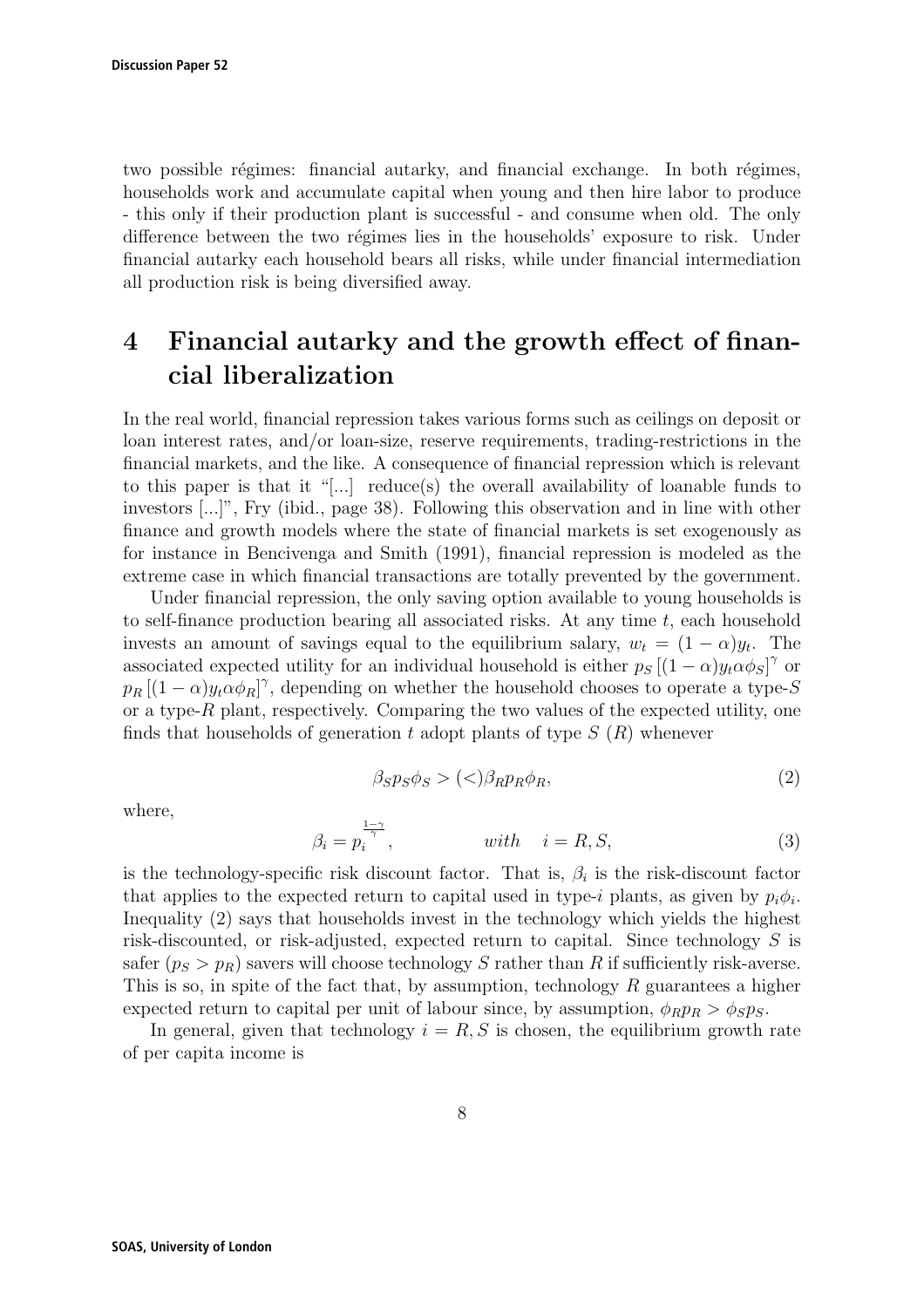two possible régimes: financial autarky, and financial exchange. In both régimes, households work and accumulate capital when young and then hire labor to produce - this only if their production plant is successful - and consume when old. The only difference between the two régimes lies in the households' exposure to risk. Under financial autarky each household bears all risks, while under financial intermediation all production risk is being diversified away.

# 4 Financial autarky and the growth effect of financial liberalization

In the real world, financial repression takes various forms such as ceilings on deposit or loan interest rates, and/or loan-size, reserve requirements, trading-restrictions in the financial markets, and the like. A consequence of financial repression which is relevant to this paper is that it "[...] reduce(s) the overall availability of loanable funds to investors [...]", Fry (ibid., page 38). Following this observation and in line with other finance and growth models where the state of financial markets is set exogenously as for instance in Bencivenga and Smith (1991), financial repression is modeled as the extreme case in which financial transactions are totally prevented by the government.

Under financial repression, the only saving option available to young households is to self-finance production bearing all associated risks. At any time $t$, each household invests an amount of savings equal to the equilibrium salary, $w_t = (1-\alpha)y_t$. The associated expected utility for an individual household is either $p_S\left[(1-\alpha)y_t\alpha\phi_S\right]^\gamma$ or $p_R\left[(1-\alpha)y_t\alpha\phi_R\right]^\gamma$, depending on whether the household chooses to operate a type-$S$ or a type-$R$ plant, respectively. Comparing the two values of the expected utility, one finds that households of generation $t$ adopt plants of type $S$ ($R$) whenever

$$\beta_S p_S \phi_S > (<) \beta_R p_R \phi_R, \tag{2}$$

where,

$$\beta_i = p_i^{\frac{1-\gamma}{\gamma}}, \qquad with \quad i = R, S, \tag{3}$$

is the technology-specific risk discount factor. That is, $\beta_i$ is the risk-discount factor that applies to the expected return to capital used in type-$i$ plants, as given by $p_i\phi_i$. Inequality (2) says that households invest in the technology which yields the highest risk-discounted, or risk-adjusted, expected return to capital. Since technology $S$ is safer ($p_S > p_R$) savers will choose technology $S$ rather than $R$ if sufficiently risk-averse. This is so, in spite of the fact that, by assumption, technology $R$ guarantees a higher expected return to capital per unit of labour since, by assumption, $\phi_R p_R > \phi_S p_S$.

In general, given that technology $i = R, S$ is chosen, the equilibrium growth rate of per capita income is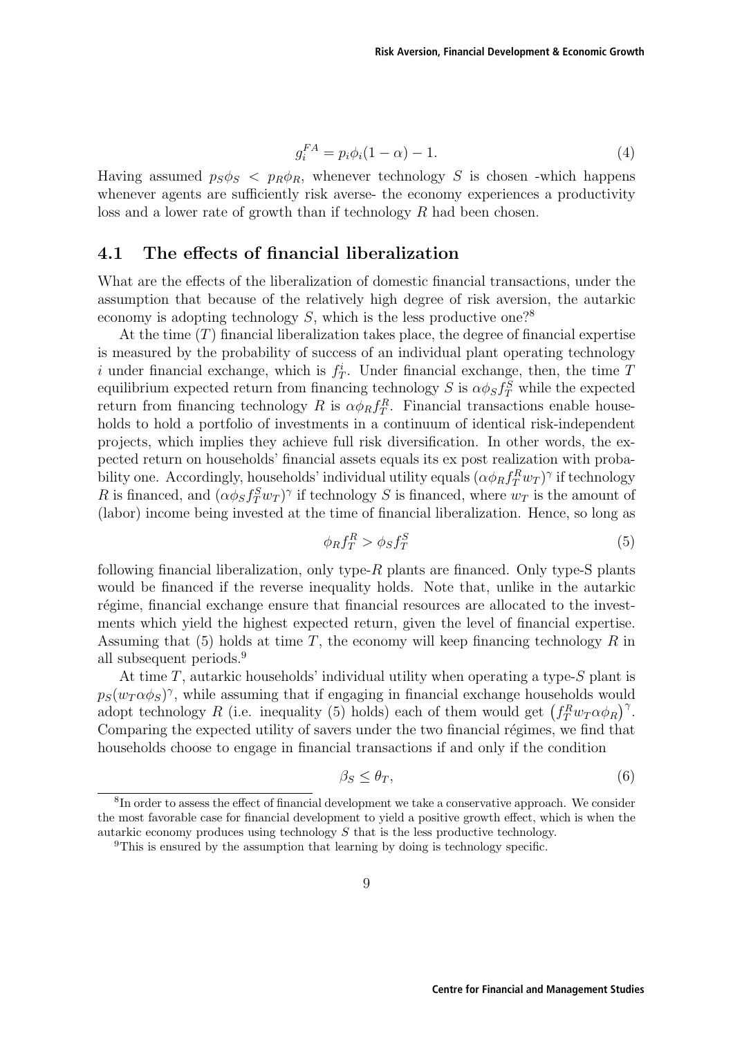$$g_i^{FA} = p_i \phi_i (1 - \alpha) - 1. \tag{4}$$

Having assumed $p_S \phi_S < p_R \phi_R$, whenever technology $S$ is chosen -which happens whenever agents are sufficiently risk averse- the economy experiences a productivity loss and a lower rate of growth than if technology $R$ had been chosen.

## 4.1 The effects of financial liberalization

What are the effects of the liberalization of domestic financial transactions, under the assumption that because of the relatively high degree of risk aversion, the autarkic economy is adopting technology $S$, which is the less productive one?[8]

At the time $(T)$ financial liberalization takes place, the degree of financial expertise is measured by the probability of success of an individual plant operating technology $i$ under financial exchange, which is $f_T^i$. Under financial exchange, then, the time $T$ equilibrium expected return from financing technology $S$ is $\alpha \phi_S f_T^S$ while the expected return from financing technology $R$ is $\alpha \phi_R f_T^R$. Financial transactions enable households to hold a portfolio of investments in a continuum of identical risk-independent projects, which implies they achieve full risk diversification. In other words, the expected return on households' financial assets equals its ex post realization with probability one. Accordingly, households' individual utility equals $(\alpha \phi_R f_T^R w_T)^\gamma$ if technology $R$ is financed, and $(\alpha \phi_S f_T^S w_T)^\gamma$ if technology $S$ is financed, where $w_T$ is the amount of (labor) income being invested at the time of financial liberalization. Hence, so long as

$$\phi_R f_T^R > \phi_S f_T^S \tag{5}$$

following financial liberalization, only type-$R$ plants are financed. Only type-S plants would be financed if the reverse inequality holds. Note that, unlike in the autarkic régime, financial exchange ensure that financial resources are allocated to the investments which yield the highest expected return, given the level of financial expertise. Assuming that (5) holds at time $T$, the economy will keep financing technology $R$ in all subsequent periods.[9]

At time $T$, autarkic households' individual utility when operating a type-$S$ plant is $p_S (w_T \alpha \phi_S)^\gamma$, while assuming that if engaging in financial exchange households would adopt technology $R$ (i.e. inequality (5) holds) each of them would get $\left(f_T^R w_T \alpha \phi_R\right)^\gamma$. Comparing the expected utility of savers under the two financial régimes, we find that households choose to engage in financial transactions if and only if the condition

$$\beta_S \leq \theta_T, \tag{6}$$

[8] In order to assess the effect of financial development we take a conservative approach. We consider the most favorable case for financial development to yield a positive growth effect, which is when the autarkic economy produces using technology $S$ that is the less productive technology.

[9] This is ensured by the assumption that learning by doing is technology specific.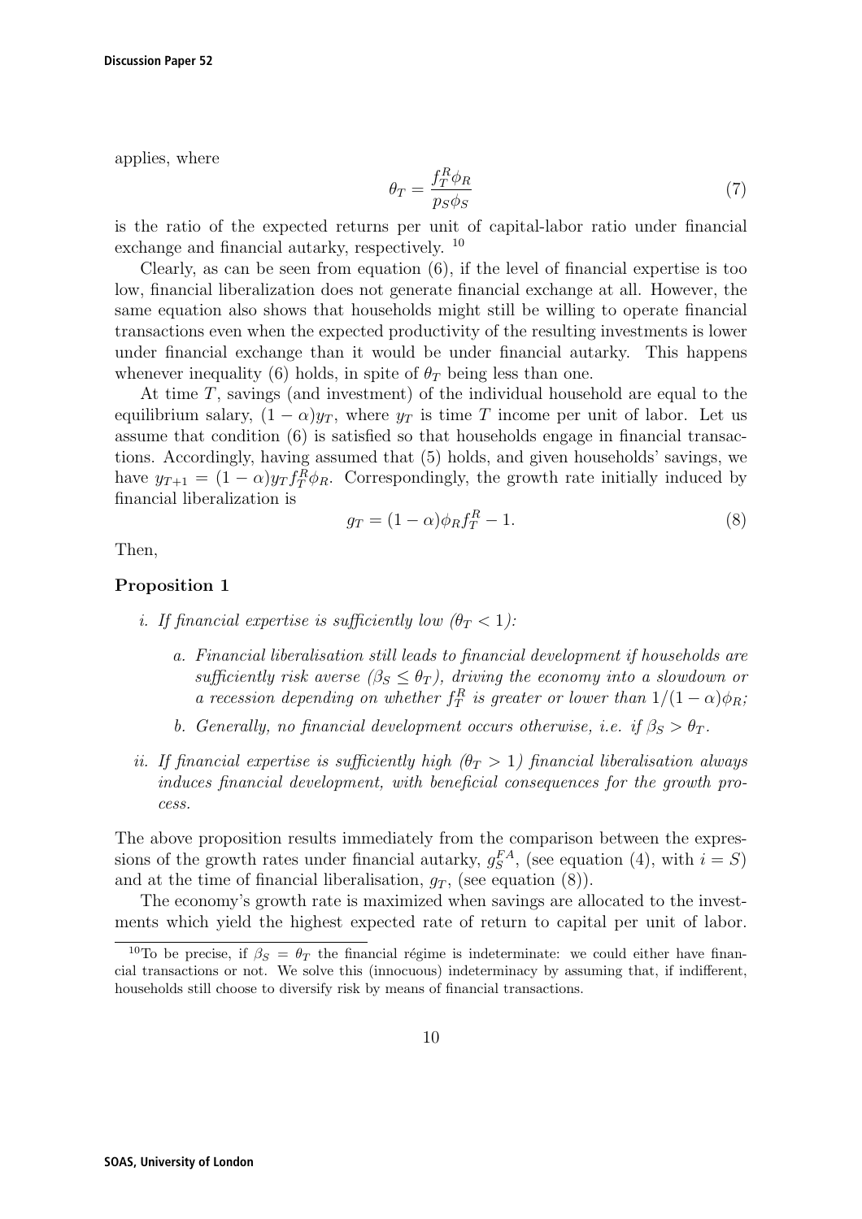applies, where

$$\theta_T = \frac{f_T^R \phi_R}{p_S \phi_S} \tag{7}$$

is the ratio of the expected returns per unit of capital-labor ratio under financial exchange and financial autarky, respectively. [10]

Clearly, as can be seen from equation (6), if the level of financial expertise is too low, financial liberalization does not generate financial exchange at all. However, the same equation also shows that households might still be willing to operate financial transactions even when the expected productivity of the resulting investments is lower under financial exchange than it would be under financial autarky. This happens whenever inequality (6) holds, in spite of $\theta_T$ being less than one.

At time $T$, savings (and investment) of the individual household are equal to the equilibrium salary, $(1 - \alpha)y_T$, where $y_T$ is time $T$ income per unit of labor. Let us assume that condition (6) is satisfied so that households engage in financial transactions. Accordingly, having assumed that (5) holds, and given households' savings, we have $y_{T+1} = (1 - \alpha)y_T f_T^R \phi_R$. Correspondingly, the growth rate initially induced by financial liberalization is

$$g_T = (1 - \alpha)\phi_R f_T^R - 1. \tag{8}$$

Then,

**Proposition 1**

*i. If financial expertise is sufficiently low ($\theta_T < 1$):*

*a. Financial liberalisation still leads to financial development if households are sufficiently risk averse ($\beta_S \leq \theta_T$), driving the economy into a slowdown or a recession depending on whether $f_T^R$ is greater or lower than $1/(1 - \alpha)\phi_R$;*

*b. Generally, no financial development occurs otherwise, i.e. if $\beta_S > \theta_T$.*

*ii. If financial expertise is sufficiently high ($\theta_T > 1$) financial liberalisation always induces financial development, with beneficial consequences for the growth process.*

The above proposition results immediately from the comparison between the expressions of the growth rates under financial autarky, $g_S^{FA}$, (see equation (4), with $i = S$) and at the time of financial liberalisation, $g_T$, (see equation (8)).

The economy's growth rate is maximized when savings are allocated to the investments which yield the highest expected rate of return to capital per unit of labor.

[10] To be precise, if $\beta_S = \theta_T$ the financial régime is indeterminate: we could either have financial transactions or not. We solve this (innocuous) indeterminacy by assuming that, if indifferent, households still choose to diversify risk by means of financial transactions.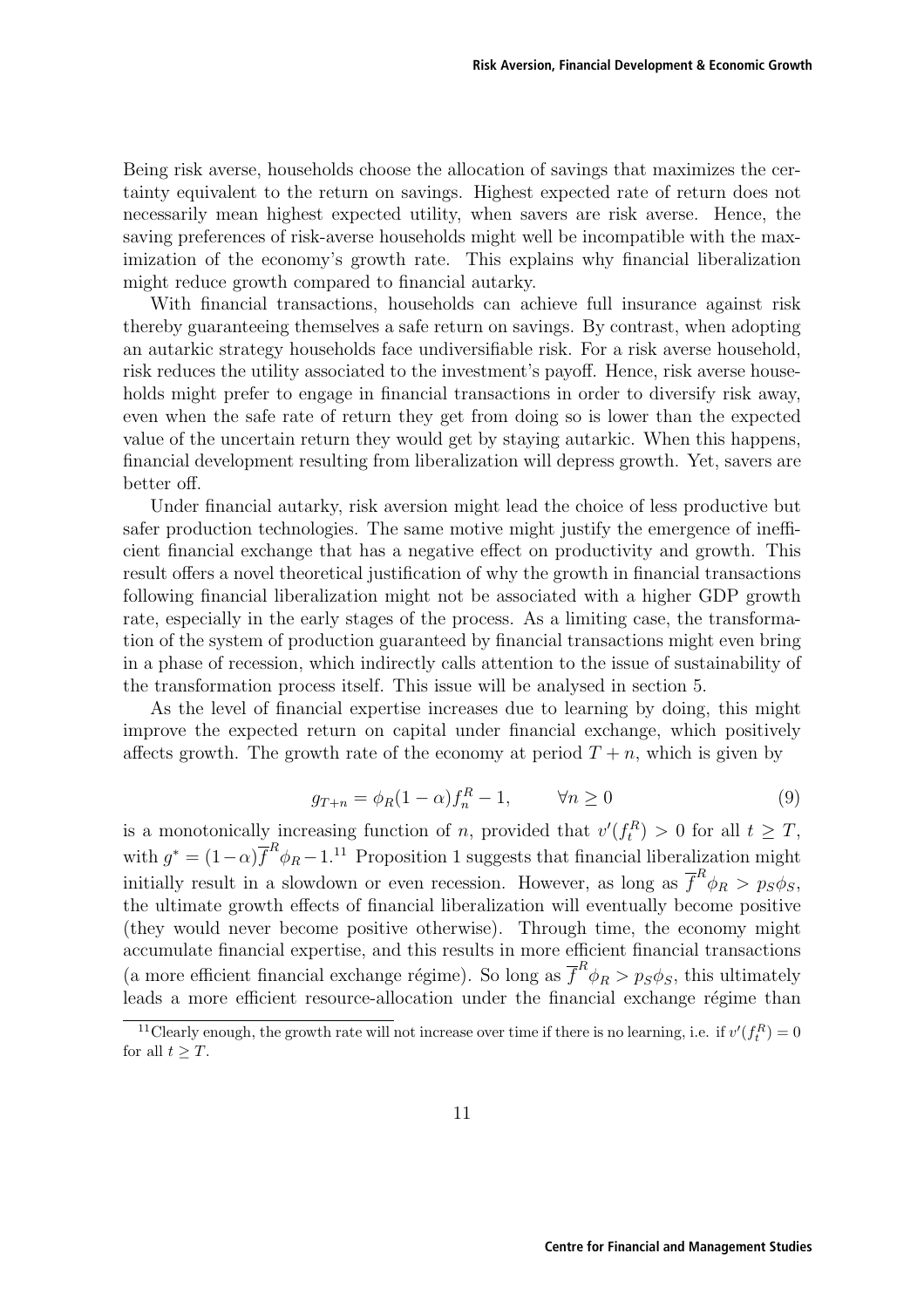Being risk averse, households choose the allocation of savings that maximizes the certainty equivalent to the return on savings. Highest expected rate of return does not necessarily mean highest expected utility, when savers are risk averse. Hence, the saving preferences of risk-averse households might well be incompatible with the maximization of the economy's growth rate. This explains why financial liberalization might reduce growth compared to financial autarky.

With financial transactions, households can achieve full insurance against risk thereby guaranteeing themselves a safe return on savings. By contrast, when adopting an autarkic strategy households face undiversifiable risk. For a risk averse household, risk reduces the utility associated to the investment's payoff. Hence, risk averse households might prefer to engage in financial transactions in order to diversify risk away, even when the safe rate of return they get from doing so is lower than the expected value of the uncertain return they would get by staying autarkic. When this happens, financial development resulting from liberalization will depress growth. Yet, savers are better off.

Under financial autarky, risk aversion might lead the choice of less productive but safer production technologies. The same motive might justify the emergence of inefficient financial exchange that has a negative effect on productivity and growth. This result offers a novel theoretical justification of why the growth in financial transactions following financial liberalization might not be associated with a higher GDP growth rate, especially in the early stages of the process. As a limiting case, the transformation of the system of production guaranteed by financial transactions might even bring in a phase of recession, which indirectly calls attention to the issue of sustainability of the transformation process itself. This issue will be analysed in section 5.

As the level of financial expertise increases due to learning by doing, this might improve the expected return on capital under financial exchange, which positively affects growth. The growth rate of the economy at period $T+n$, which is given by

$$g_{T+n} = \phi_R(1-\alpha)f_n^R - 1, \qquad \forall n \geq 0 \tag{9}$$

is a monotonically increasing function of $n$, provided that $v'(f_t^R) > 0$ for all $t \geq T$, with $g^* = (1-\alpha)\overline{f}^R\phi_R - 1$.[11] Proposition 1 suggests that financial liberalization might initially result in a slowdown or even recession. However, as long as $\overline{f}^R\phi_R > p_S\phi_S$, the ultimate growth effects of financial liberalization will eventually become positive (they would never become positive otherwise). Through time, the economy might accumulate financial expertise, and this results in more efficient financial transactions (a more efficient financial exchange régime). So long as $\overline{f}^R\phi_R > p_S\phi_S$, this ultimately leads a more efficient resource-allocation under the financial exchange régime than

[11] Clearly enough, the growth rate will not increase over time if there is no learning, i.e. if $v'(f_t^R) = 0$ for all $t \geq T$.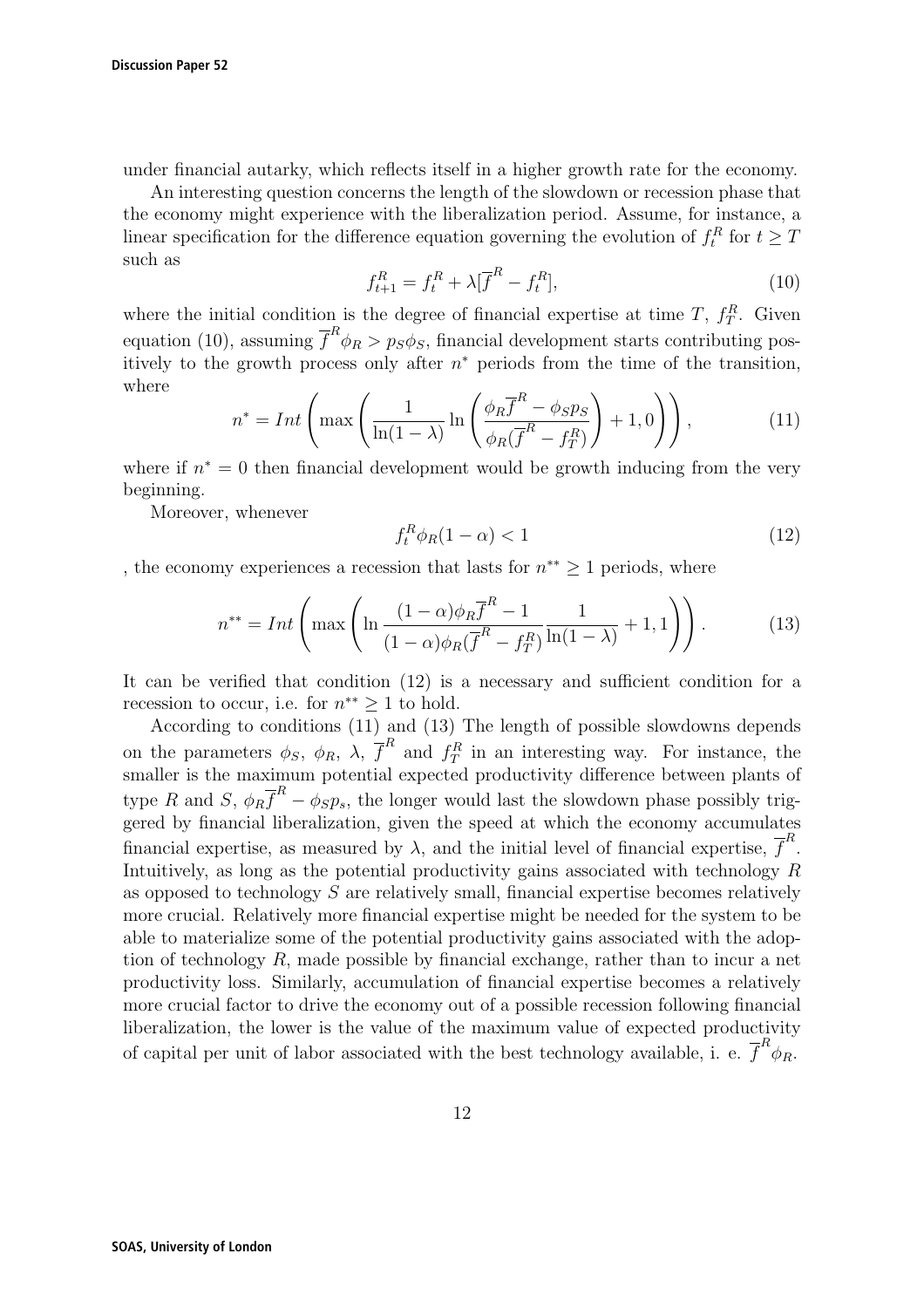under financial autarky, which reflects itself in a higher growth rate for the economy.

An interesting question concerns the length of the slowdown or recession phase that the economy might experience with the liberalization period. Assume, for instance, a linear specification for the difference equation governing the evolution of $f_t^R$ for $t \geq T$ such as

$$f_{t+1}^R = f_t^R + \lambda[\overline{f}^R - f_t^R], \tag{10}$$

where the initial condition is the degree of financial expertise at time $T$, $f_T^R$. Given equation (10), assuming $\overline{f}^R \phi_R > p_S \phi_S$, financial development starts contributing positively to the growth process only after $n^*$ periods from the time of the transition, where

$$n^* = Int\left(\max\left(\frac{1}{\ln(1-\lambda)}\ln\left(\frac{\phi_R \overline{f}^R - \phi_S p_S}{\phi_R(\overline{f}^R - f_T^R)}\right) + 1, 0\right)\right), \tag{11}$$

where if $n^* = 0$ then financial development would be growth inducing from the very beginning.

Moreover, whenever

$$f_t^R \phi_R (1-\alpha) < 1 \tag{12}$$

, the economy experiences a recession that lasts for $n^{**} \geq 1$ periods, where

$$n^{**} = Int\left(\max\left(\ln\frac{(1-\alpha)\phi_R \overline{f}^R - 1}{(1-\alpha)\phi_R(\overline{f}^R - f_T^R)}\frac{1}{\ln(1-\lambda)} + 1, 1\right)\right). \tag{13}$$

It can be verified that condition (12) is a necessary and sufficient condition for a recession to occur, i.e. for $n^{**} \geq 1$ to hold.

According to conditions (11) and (13) The length of possible slowdowns depends on the parameters $\phi_S$, $\phi_R$, $\lambda$, $\overline{f}^R$ and $f_T^R$ in an interesting way. For instance, the smaller is the maximum potential expected productivity difference between plants of type $R$ and $S$, $\phi_R \overline{f}^R - \phi_S p_s$, the longer would last the slowdown phase possibly triggered by financial liberalization, given the speed at which the economy accumulates financial expertise, as measured by $\lambda$, and the initial level of financial expertise, $\overline{f}^R$. Intuitively, as long as the potential productivity gains associated with technology $R$ as opposed to technology $S$ are relatively small, financial expertise becomes relatively more crucial. Relatively more financial expertise might be needed for the system to be able to materialize some of the potential productivity gains associated with the adoption of technology $R$, made possible by financial exchange, rather than to incur a net productivity loss. Similarly, accumulation of financial expertise becomes a relatively more crucial factor to drive the economy out of a possible recession following financial liberalization, the lower is the value of the maximum value of expected productivity of capital per unit of labor associated with the best technology available, i. e. $\overline{f}^R \phi_R$.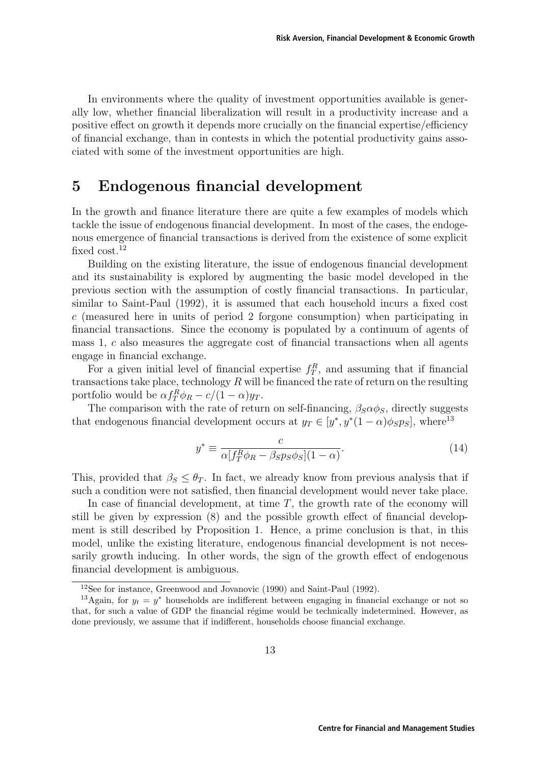In environments where the quality of investment opportunities available is generally low, whether financial liberalization will result in a productivity increase and a positive effect on growth it depends more crucially on the financial expertise/efficiency of financial exchange, than in contests in which the potential productivity gains associated with some of the investment opportunities are high.

# 5 Endogenous financial development

In the growth and finance literature there are quite a few examples of models which tackle the issue of endogenous financial development. In most of the cases, the endogenous emergence of financial transactions is derived from the existence of some explicit fixed cost.[12]

Building on the existing literature, the issue of endogenous financial development and its sustainability is explored by augmenting the basic model developed in the previous section with the assumption of costly financial transactions. In particular, similar to Saint-Paul (1992), it is assumed that each household incurs a fixed cost $c$ (measured here in units of period 2 forgone consumption) when participating in financial transactions. Since the economy is populated by a continuum of agents of mass 1, $c$ also measures the aggregate cost of financial transactions when all agents engage in financial exchange.

For a given initial level of financial expertise $f_T^R$, and assuming that if financial transactions take place, technology $R$ will be financed the rate of return on the resulting portfolio would be $\alpha f_T^R \phi_R - c/(1-\alpha)y_T$.

The comparison with the rate of return on self-financing, $\beta_S \alpha \phi_S$, directly suggests that endogenous financial development occurs at $y_T \in [y^*, y^*(1-\alpha)\phi_S p_S]$, where[13]

$$y^* \equiv \frac{c}{\alpha[f_T^R \phi_R - \beta_S p_S \phi_S](1-\alpha)}. \tag{14}$$

This, provided that $\beta_S \leq \theta_T$. In fact, we already know from previous analysis that if such a condition were not satisfied, then financial development would never take place.

In case of financial development, at time $T$, the growth rate of the economy will still be given by expression (8) and the possible growth effect of financial development is still described by Proposition 1. Hence, a prime conclusion is that, in this model, unlike the existing literature, endogenous financial development is not necessarily growth inducing. In other words, the sign of the growth effect of endogenous financial development is ambiguous.

---

[12] See for instance, Greenwood and Jovanovic (1990) and Saint-Paul (1992).

[13] Again, for $y_t = y^*$ households are indifferent between engaging in financial exchange or not so that, for such a value of GDP the financial régime would be technically indetermined. However, as done previously, we assume that if indifferent, households choose financial exchange.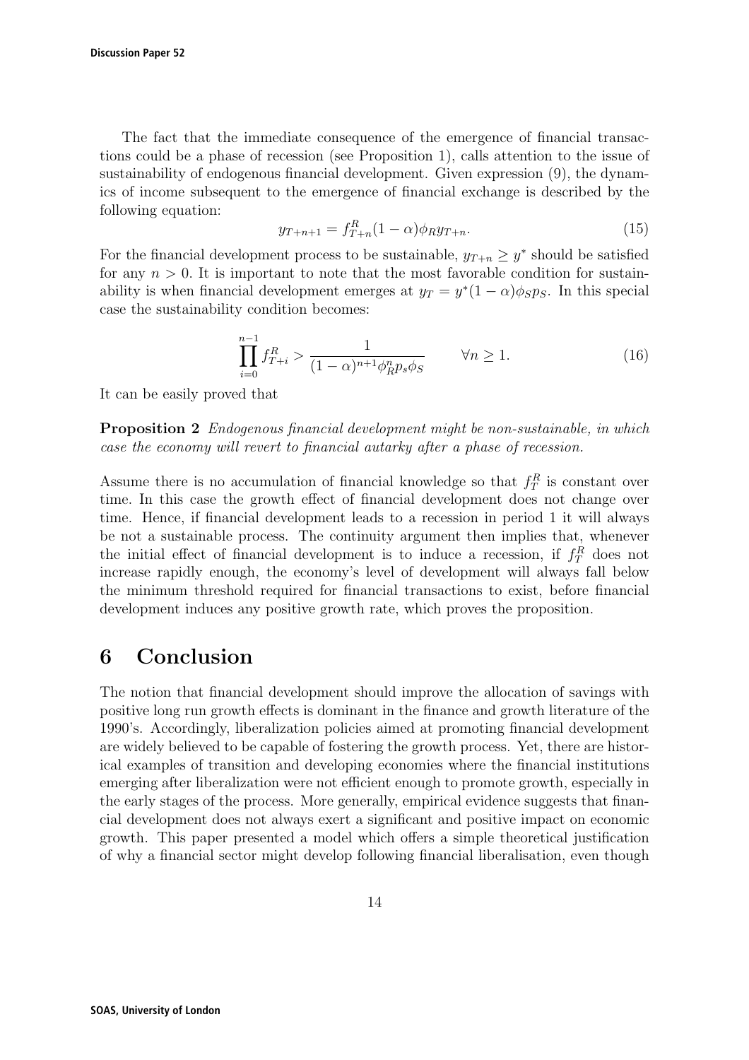The fact that the immediate consequence of the emergence of financial transactions could be a phase of recession (see Proposition 1), calls attention to the issue of sustainability of endogenous financial development. Given expression (9), the dynamics of income subsequent to the emergence of financial exchange is described by the following equation:

$$y_{T+n+1} = f^R_{T+n}(1-\alpha)\phi_R y_{T+n}. \tag{15}$$

For the financial development process to be sustainable, $y_{T+n} \geq y^*$ should be satisfied for any $n > 0$. It is important to note that the most favorable condition for sustainability is when financial development emerges at $y_T = y^*(1-\alpha)\phi_S p_S$. In this special case the sustainability condition becomes:

$$\prod_{i=0}^{n-1} f^R_{T+i} > \frac{1}{(1-\alpha)^{n+1}\phi_R^n p_s \phi_S} \qquad \forall n \geq 1. \tag{16}$$

It can be easily proved that

**Proposition 2** *Endogenous financial development might be non-sustainable, in which case the economy will revert to financial autarky after a phase of recession.*

Assume there is no accumulation of financial knowledge so that $f^R_T$ is constant over time. In this case the growth effect of financial development does not change over time. Hence, if financial development leads to a recession in period 1 it will always be not a sustainable process. The continuity argument then implies that, whenever the initial effect of financial development is to induce a recession, if $f^R_T$ does not increase rapidly enough, the economy's level of development will always fall below the minimum threshold required for financial transactions to exist, before financial development induces any positive growth rate, which proves the proposition.

# 6 Conclusion

The notion that financial development should improve the allocation of savings with positive long run growth effects is dominant in the finance and growth literature of the 1990's. Accordingly, liberalization policies aimed at promoting financial development are widely believed to be capable of fostering the growth process. Yet, there are historical examples of transition and developing economies where the financial institutions emerging after liberalization were not efficient enough to promote growth, especially in the early stages of the process. More generally, empirical evidence suggests that financial development does not always exert a significant and positive impact on economic growth. This paper presented a model which offers a simple theoretical justification of why a financial sector might develop following financial liberalisation, even though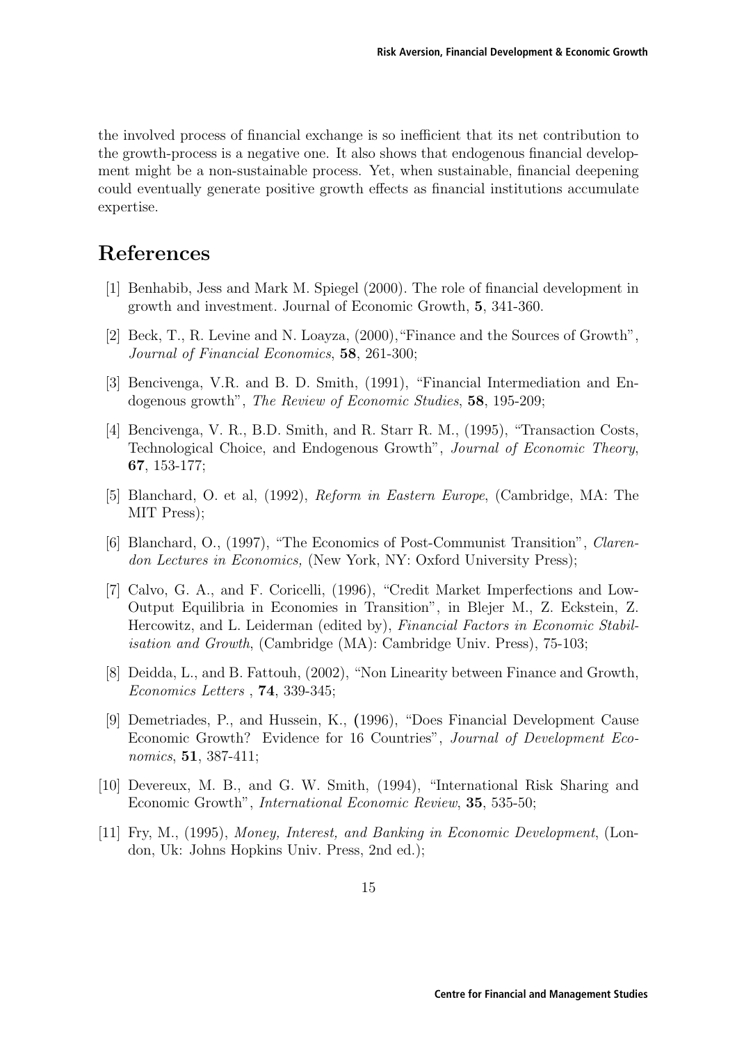the involved process of financial exchange is so inefficient that its net contribution to the growth-process is a negative one. It also shows that endogenous financial development might be a non-sustainable process. Yet, when sustainable, financial deepening could eventually generate positive growth effects as financial institutions accumulate expertise.

# References

[1] Benhabib, Jess and Mark M. Spiegel (2000). The role of financial development in growth and investment. Journal of Economic Growth, **5**, 341-360.

[2] Beck, T., R. Levine and N. Loayza, (2000),"Finance and the Sources of Growth", *Journal of Financial Economics*, **58**, 261-300;

[3] Bencivenga, V.R. and B. D. Smith, (1991), "Financial Intermediation and Endogenous growth", *The Review of Economic Studies*, **58**, 195-209;

[4] Bencivenga, V. R., B.D. Smith, and R. Starr R. M., (1995), "Transaction Costs, Technological Choice, and Endogenous Growth", *Journal of Economic Theory*, **67**, 153-177;

[5] Blanchard, O. et al, (1992), *Reform in Eastern Europe*, (Cambridge, MA: The MIT Press);

[6] Blanchard, O., (1997), "The Economics of Post-Communist Transition", *Clarendon Lectures in Economics,* (New York, NY: Oxford University Press);

[7] Calvo, G. A., and F. Coricelli, (1996), "Credit Market Imperfections and Low-Output Equilibria in Economies in Transition", in Blejer M., Z. Eckstein, Z. Hercowitz, and L. Leiderman (edited by), *Financial Factors in Economic Stabilisation and Growth*, (Cambridge (MA): Cambridge Univ. Press), 75-103;

[8] Deidda, L., and B. Fattouh, (2002), "Non Linearity between Finance and Growth, *Economics Letters* , **74**, 339-345;

[9] Demetriades, P., and Hussein, K., (1996), "Does Financial Development Cause Economic Growth? Evidence for 16 Countries", *Journal of Development Economics*, **51**, 387-411;

[10] Devereux, M. B., and G. W. Smith, (1994), "International Risk Sharing and Economic Growth", *International Economic Review*, **35**, 535-50;

[11] Fry, M., (1995), *Money, Interest, and Banking in Economic Development*, (London, Uk: Johns Hopkins Univ. Press, 2nd ed.);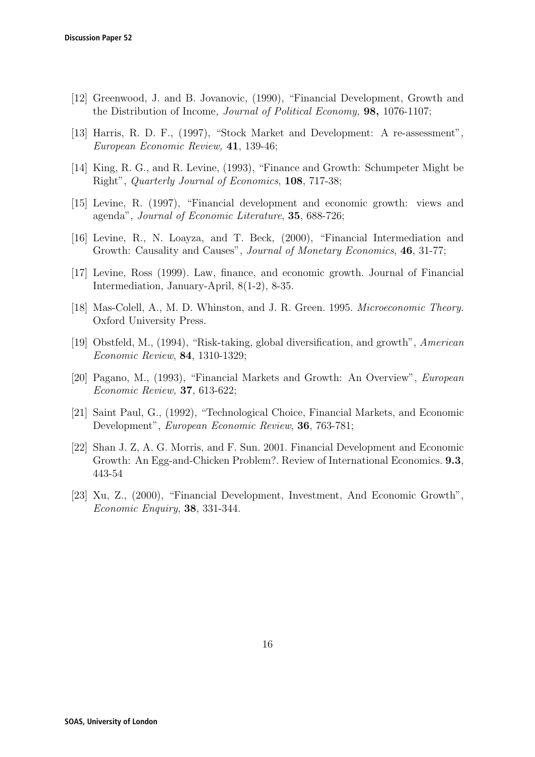[12] Greenwood, J. and B. Jovanovic, (1990), "Financial Development, Growth and the Distribution of Income*, Journal of Political Economy,* **98,** 1076-1107;

[13] Harris, R. D. F., (1997), "Stock Market and Development: A re-assessment"*, European Economic Review,* **41**, 139-46;

[14] King, R. G., and R. Levine, (1993), "Finance and Growth: Schumpeter Might be Right", *Quarterly Journal of Economics*, **108**, 717-38;

[15] Levine, R. (1997), "Financial development and economic growth: views and agenda", *Journal of Economic Literature*, **35**, 688-726;

[16] Levine, R., N. Loayza, and T. Beck, (2000), "Financial Intermediation and Growth: Causality and Causes", *Journal of Monetary Economics*, **46**, 31-77;

[17] Levine, Ross (1999). Law, finance, and economic growth. Journal of Financial Intermediation, January-April, 8(1-2), 8-35.

[18] Mas-Colell, A., M. D. Whinston, and J. R. Green. 1995. *Microeconomic Theory*. Oxford University Press.

[19] Obstfeld, M., (1994), "Risk-taking, global diversification, and growth", *American Economic Review*, **84**, 1310-1329;

[20] Pagano, M., (1993), "Financial Markets and Growth: An Overview", *European Economic Review,* **37**, 613-622;

[21] Saint Paul, G., (1992), "Technological Choice, Financial Markets, and Economic Development", *European Economic Review*, **36**, 763-781;

[22] Shan J. Z, A. G. Morris, and F. Sun. 2001. Financial Development and Economic Growth: An Egg-and-Chicken Problem?. Review of International Economics. **9.3**, 443-54

[23] Xu, Z., (2000), "Financial Development, Investment, And Economic Growth", *Economic Enquiry*, **38**, 331-344.